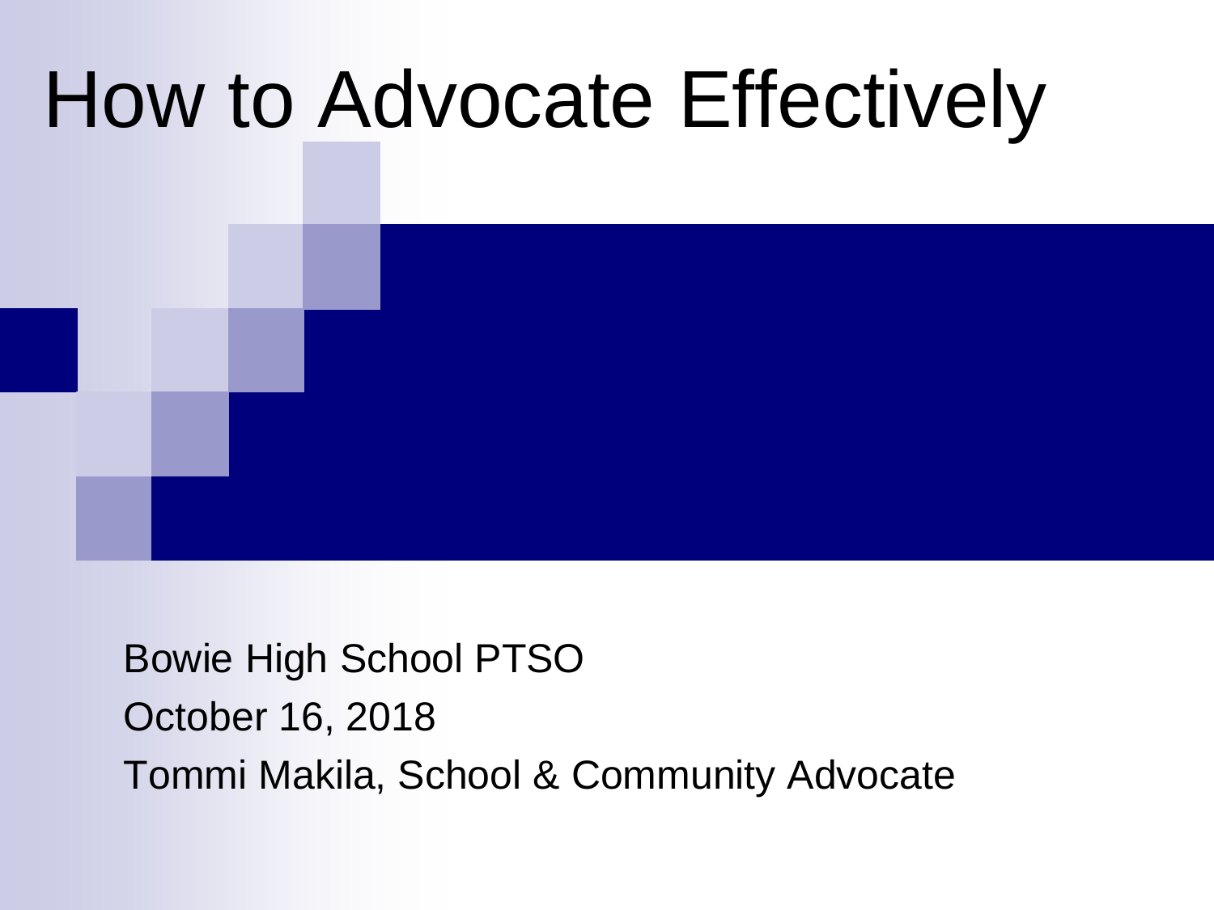# How to Advocate Effectively

Bowie High School PTSO

October 16, 2018

Tommi Makila, School & Community Advocate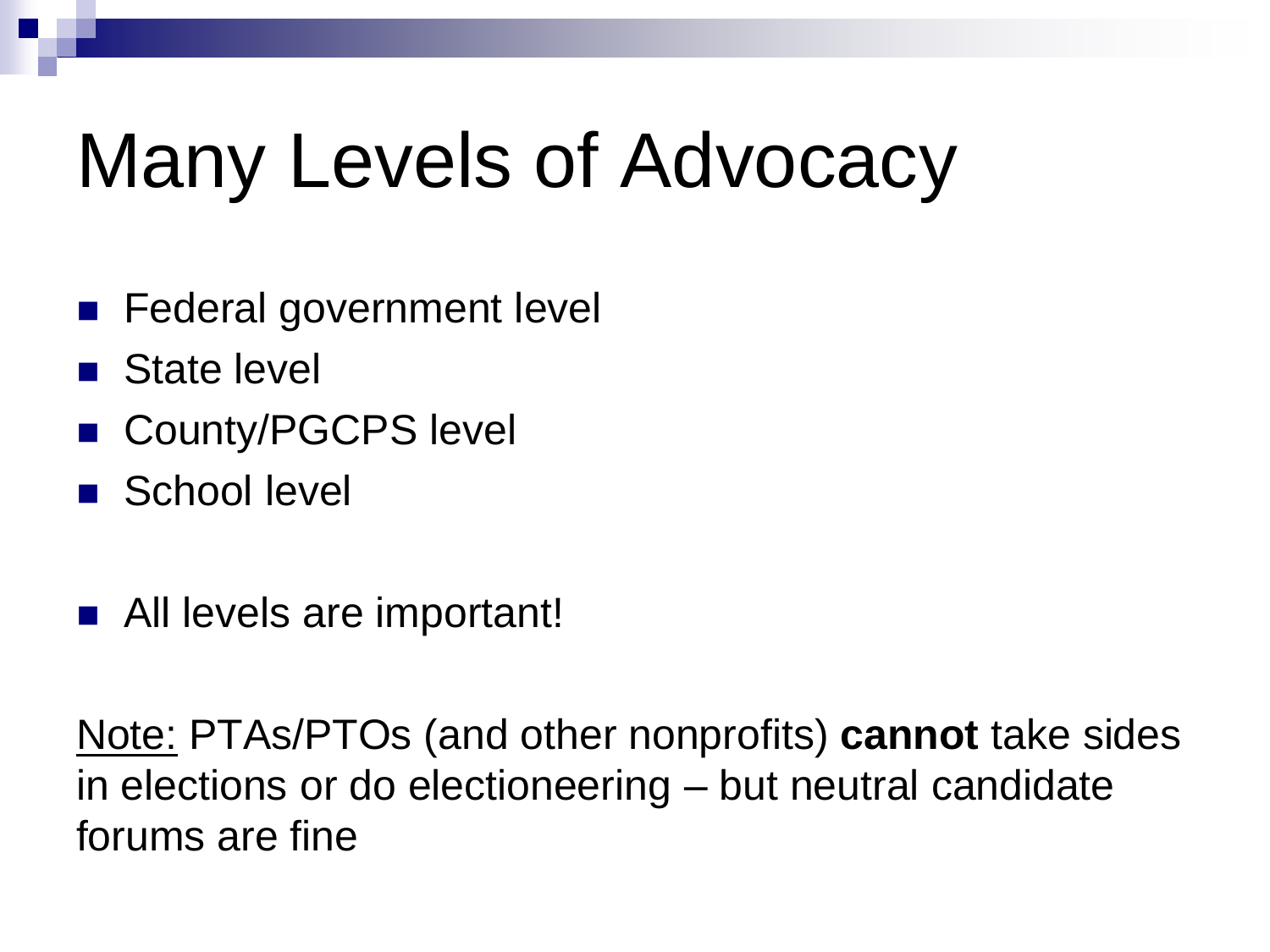# Many Levels of Advocacy

- Federal government level
- State level
- County/PGCPS level
- School level

- All levels are important!

Note: PTAs/PTOs (and other nonprofits) **cannot** take sides in elections or do electioneering – but neutral candidate forums are fine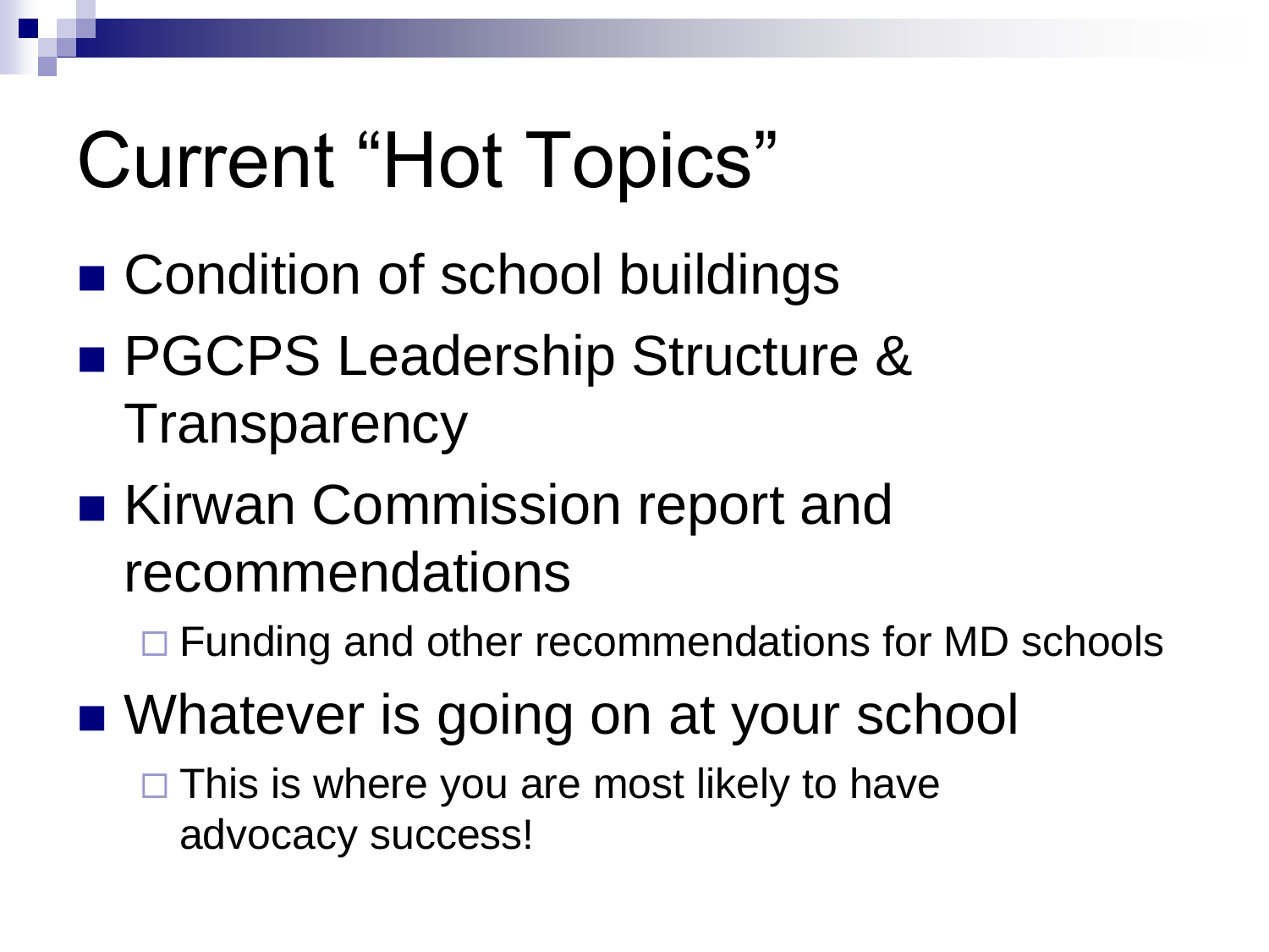# Current "Hot Topics"

- Condition of school buildings
- PGCPS Leadership Structure & Transparency
- Kirwan Commission report and recommendations
  - Funding and other recommendations for MD schools
- Whatever is going on at your school
  - This is where you are most likely to have advocacy success!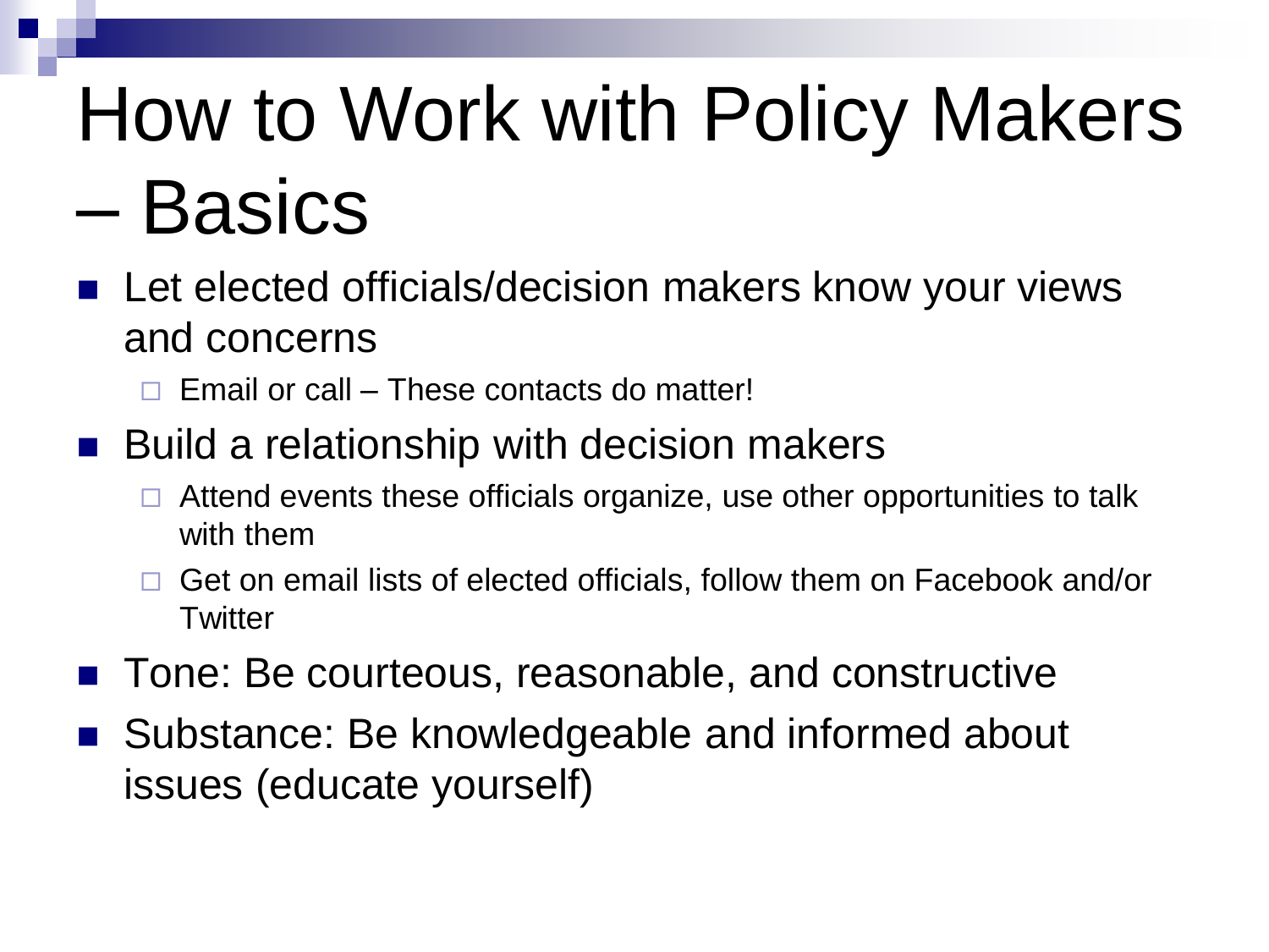# How to Work with Policy Makers – Basics

- Let elected officials/decision makers know your views and concerns
  - Email or call – These contacts do matter!
- Build a relationship with decision makers
  - Attend events these officials organize, use other opportunities to talk with them
  - Get on email lists of elected officials, follow them on Facebook and/or Twitter
- Tone: Be courteous, reasonable, and constructive
- Substance: Be knowledgeable and informed about issues (educate yourself)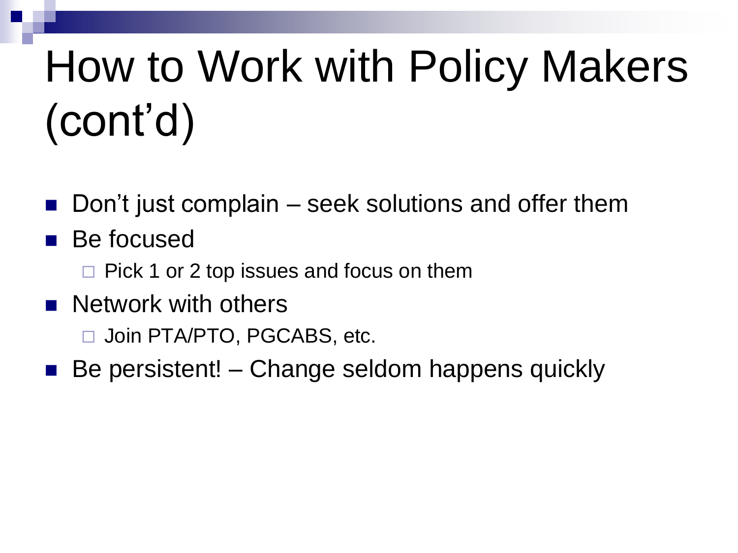# How to Work with Policy Makers (cont'd)

- Don't just complain – seek solutions and offer them
- Be focused
  - Pick 1 or 2 top issues and focus on them
- Network with others
  - Join PTA/PTO, PGCABS, etc.
- Be persistent! – Change seldom happens quickly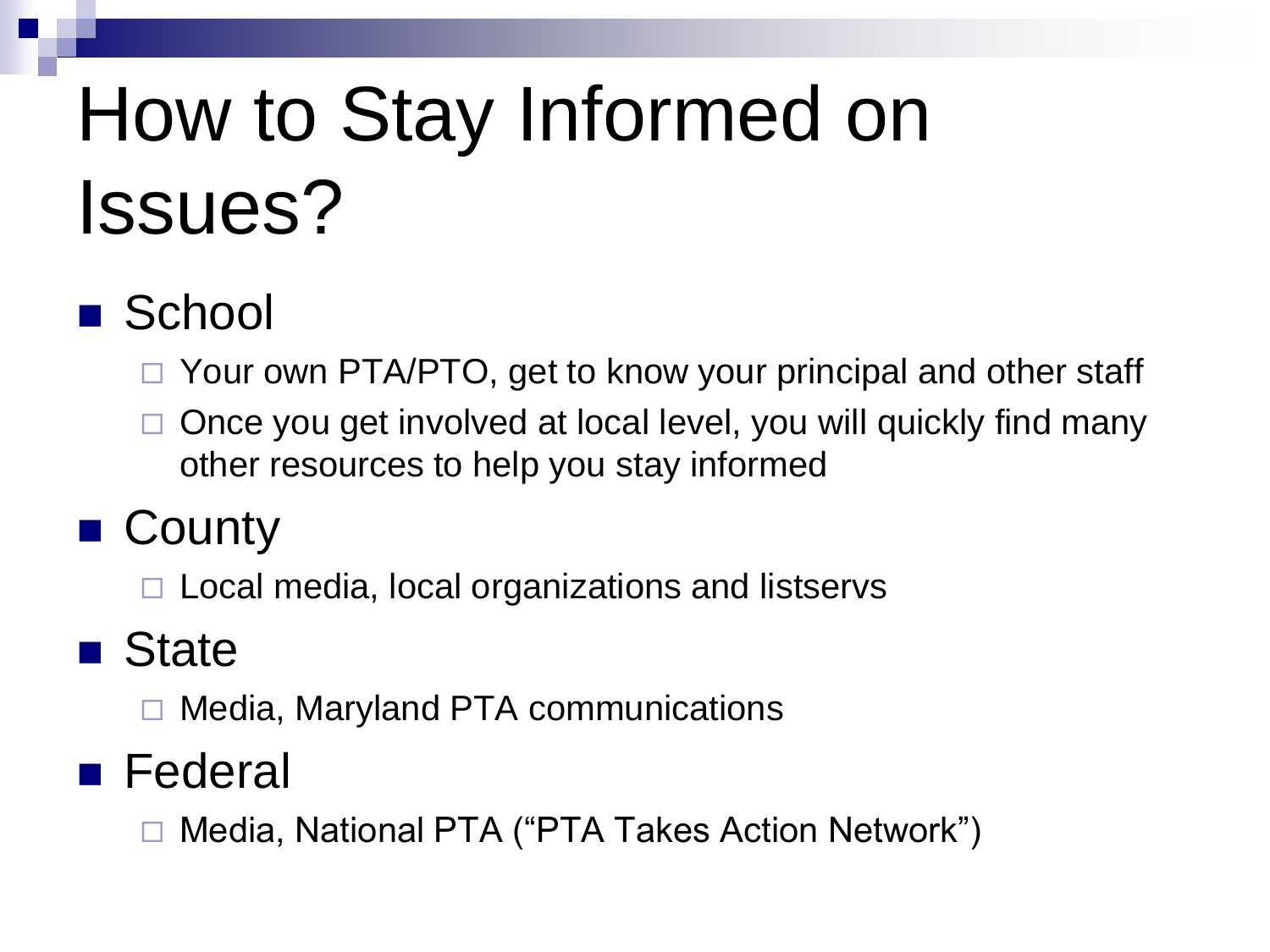# How to Stay Informed on Issues?

- School
  - Your own PTA/PTO, get to know your principal and other staff
  - Once you get involved at local level, you will quickly find many other resources to help you stay informed
- County
  - Local media, local organizations and listservs
- State
  - Media, Maryland PTA communications
- Federal
  - Media, National PTA (“PTA Takes Action Network”)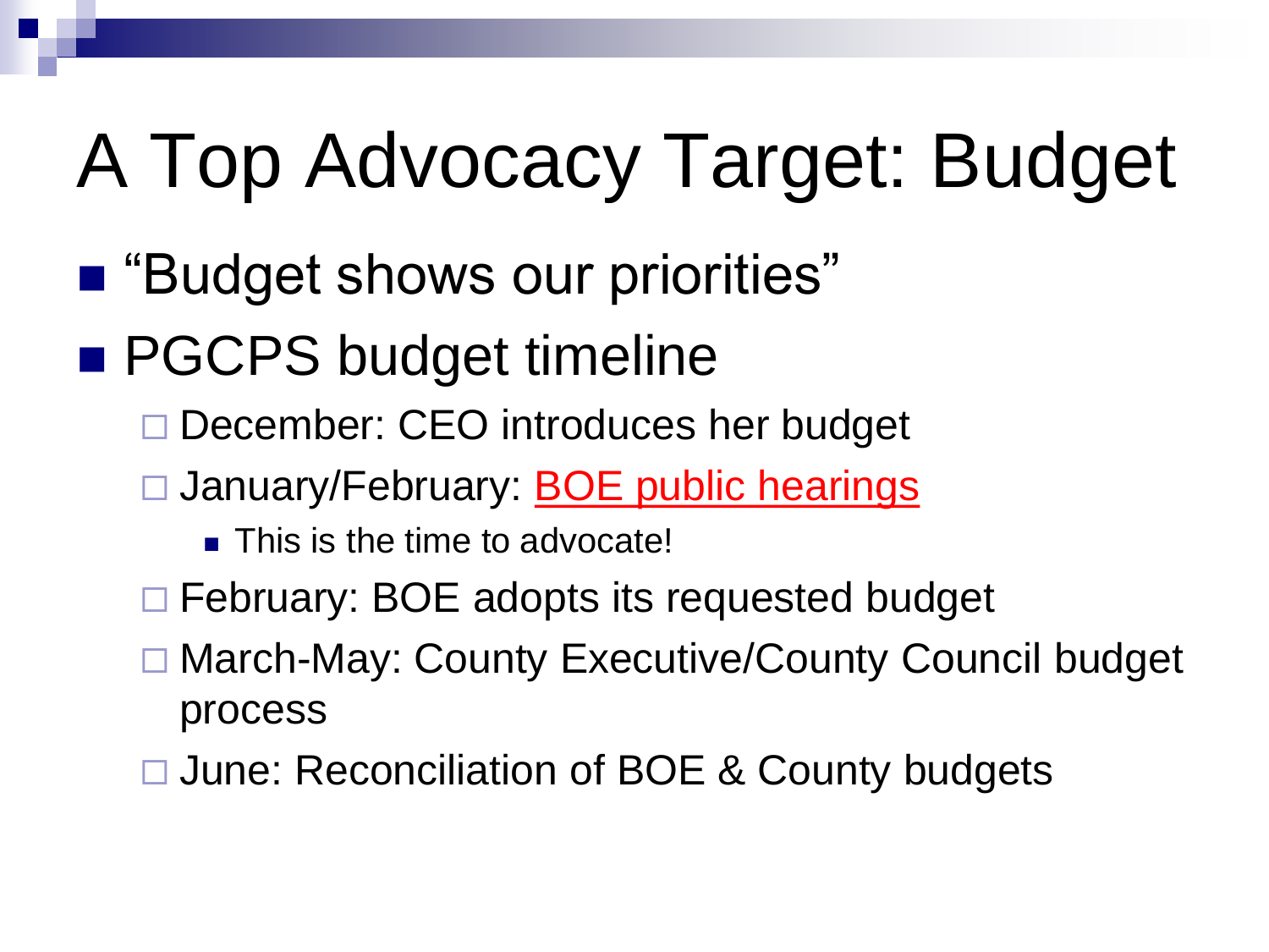# A Top Advocacy Target: Budget

- "Budget shows our priorities"
- PGCPS budget timeline
  - December: CEO introduces her budget
  - January/February: BOE public hearings
    - This is the time to advocate!
  - February: BOE adopts its requested budget
  - March-May: County Executive/County Council budget process
  - June: Reconciliation of BOE & County budgets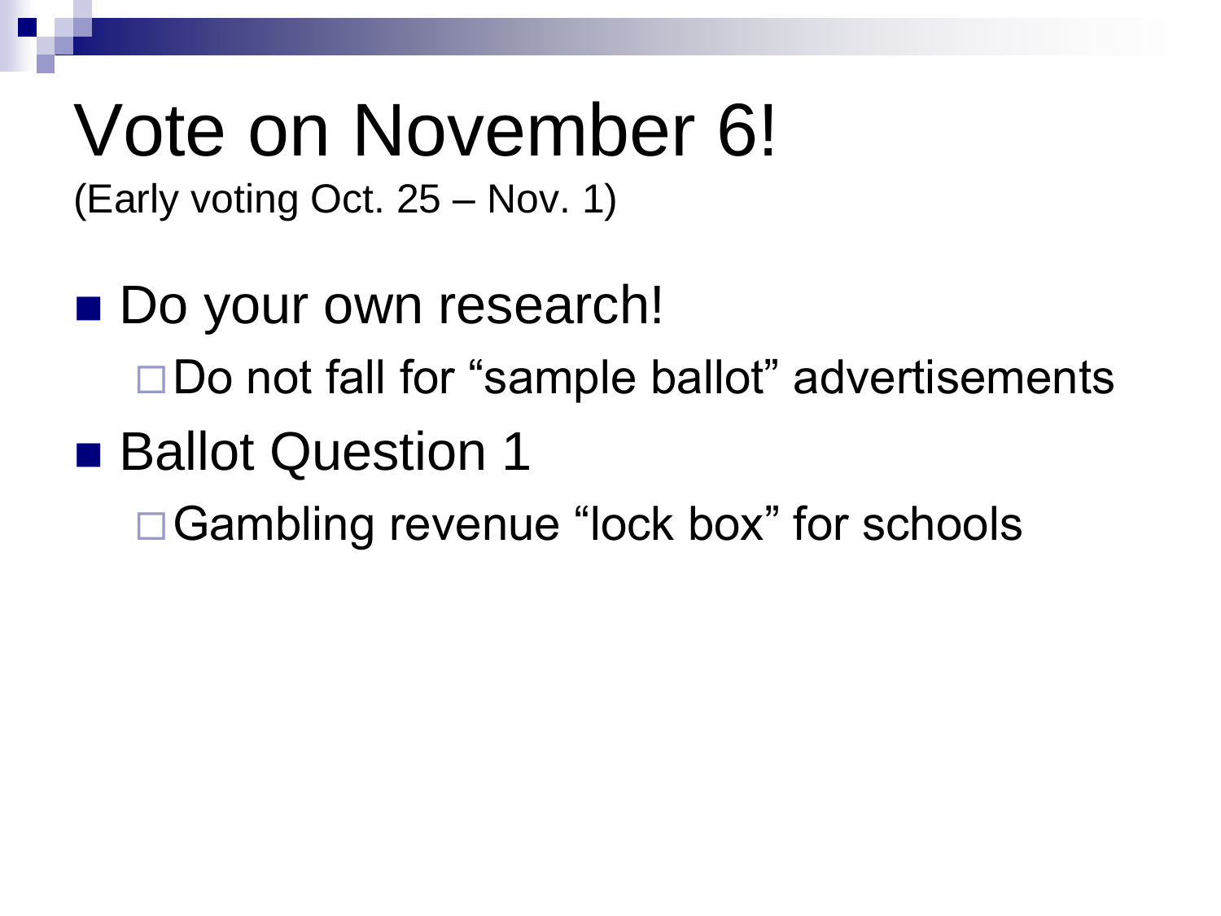# Vote on November 6!

(Early voting Oct. 25 – Nov. 1)

- Do your own research!
  - Do not fall for "sample ballot" advertisements
- Ballot Question 1
  - Gambling revenue "lock box" for schools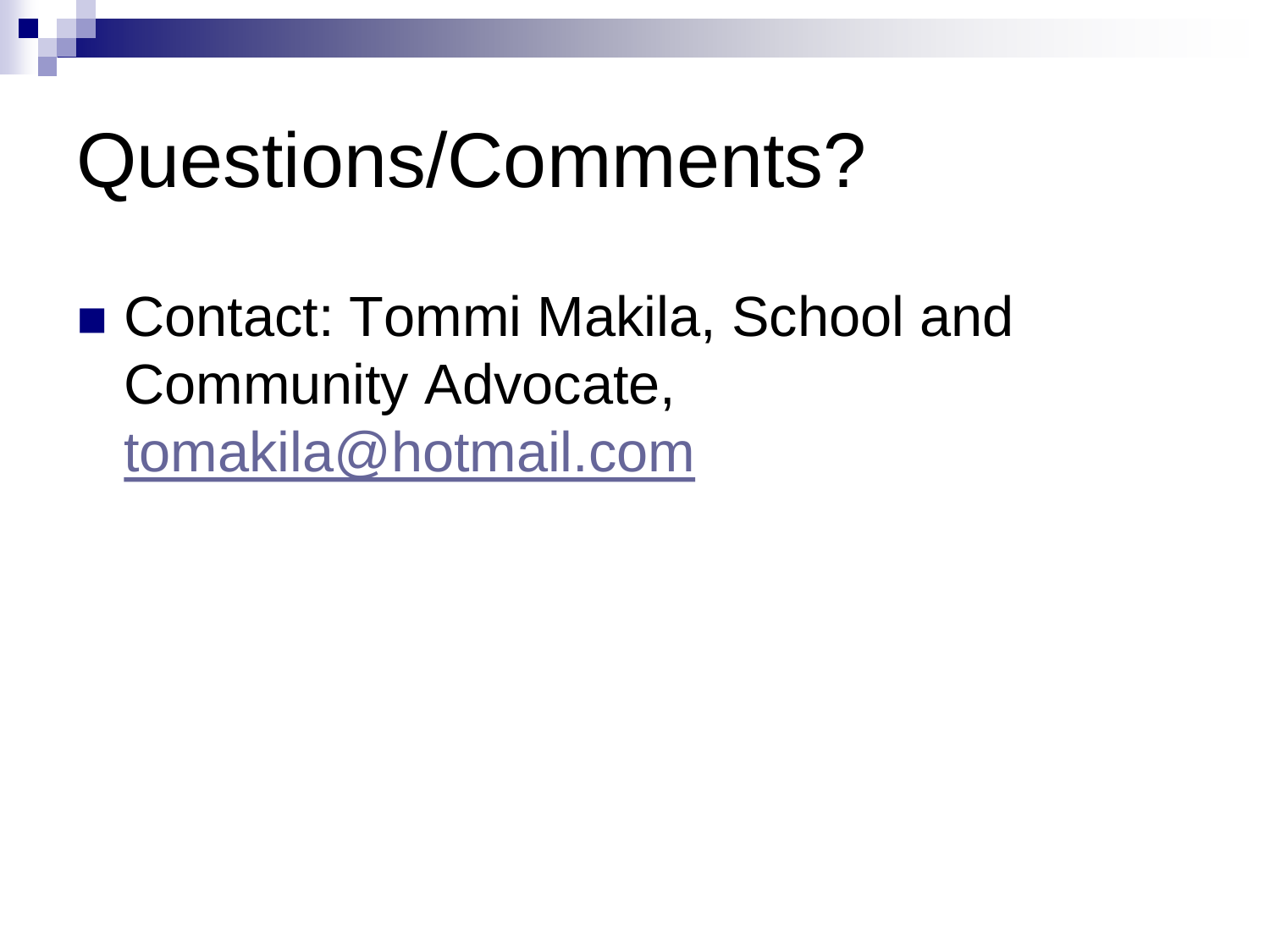# Questions/Comments?

- Contact: Tommi Makila, School and Community Advocate, tomakila@hotmail.com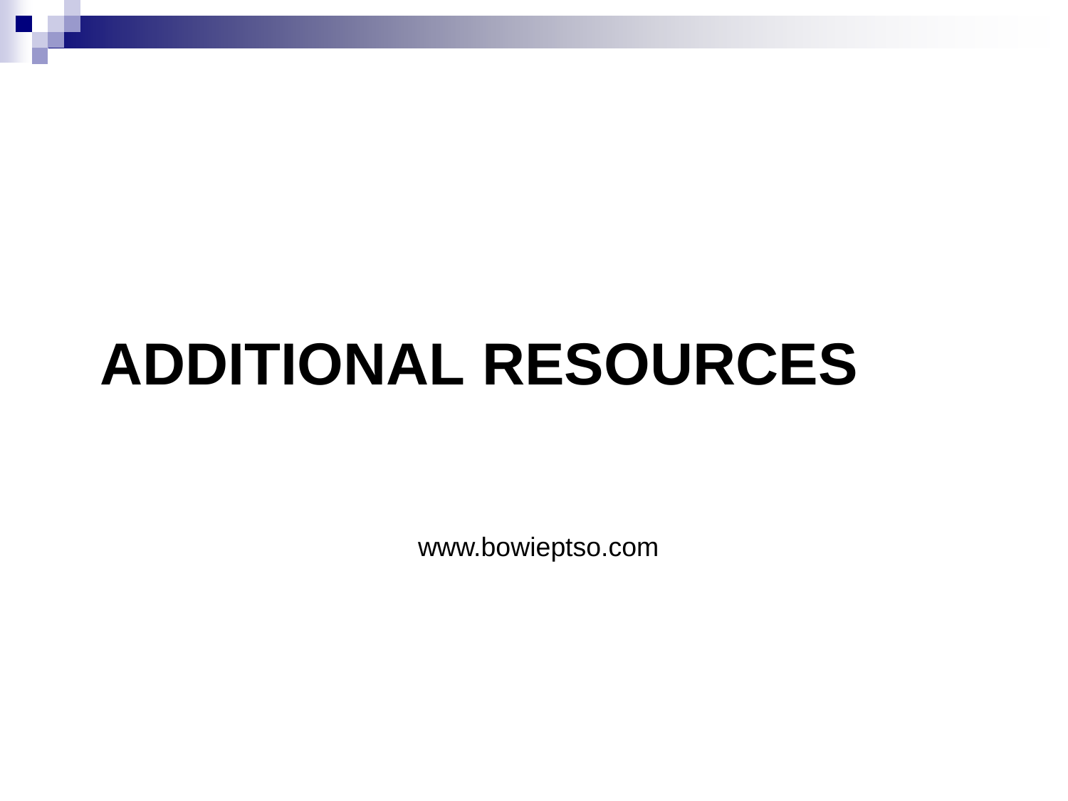# ADDITIONAL RESOURCES

www.bowieptso.com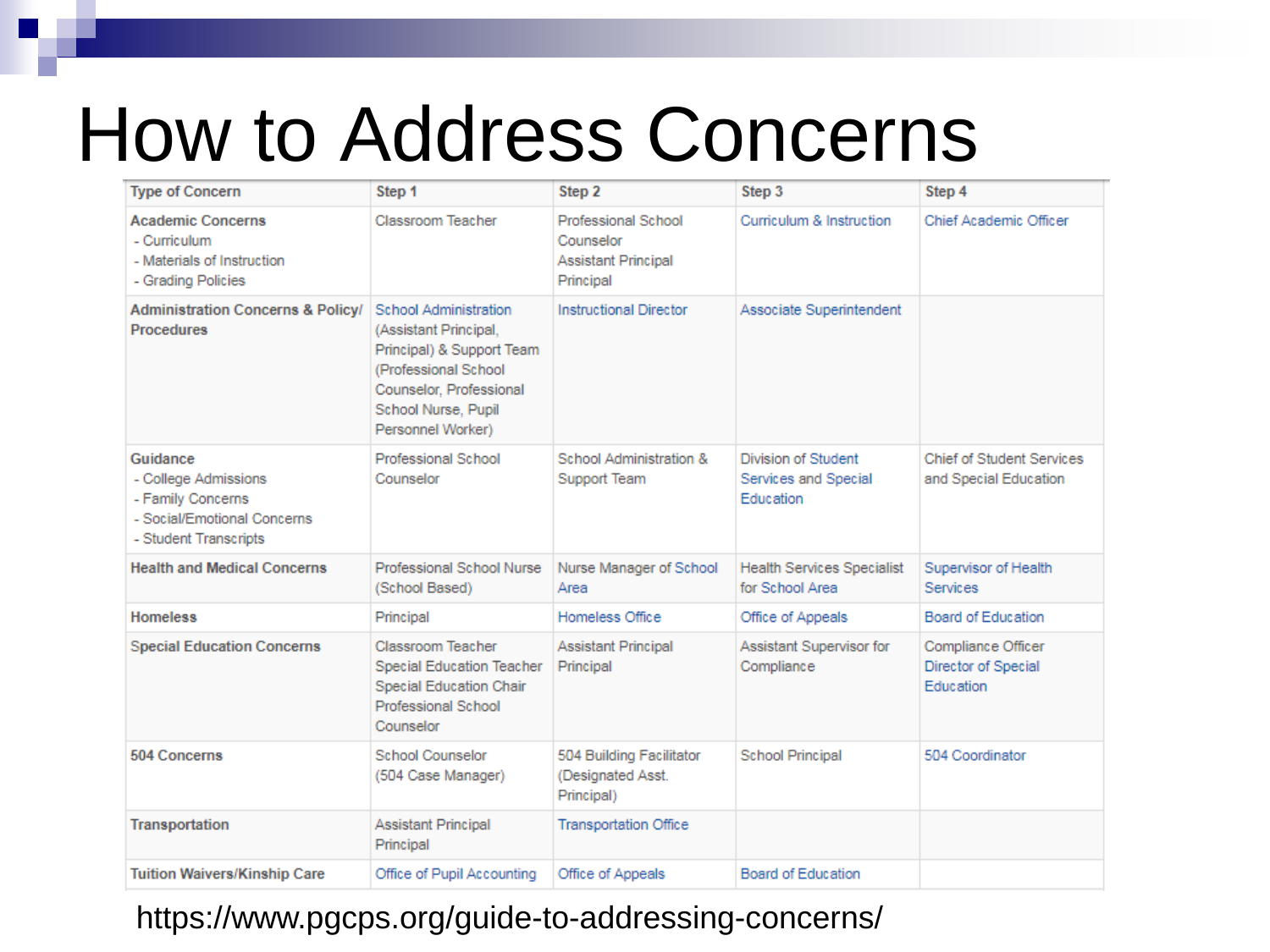# How to Address Concerns

| Type of Concern | Step 1 | Step 2 | Step 3 | Step 4 |
|---|---|---|---|---|
| **Academic Concerns**<br>- Curriculum<br>- Materials of Instruction<br>- Grading Policies | Classroom Teacher | Professional School Counselor<br>Assistant Principal<br>Principal | Curriculum & Instruction | Chief Academic Officer |
| **Administration Concerns & Policy/ Procedures** | School Administration (Assistant Principal, Principal) & Support Team (Professional School Counselor, Professional School Nurse, Pupil Personnel Worker) | Instructional Director | Associate Superintendent | |
| **Guidance**<br>- College Admissions<br>- Family Concerns<br>- Social/Emotional Concerns<br>- Student Transcripts | Professional School Counselor | School Administration & Support Team | Division of Student Services and Special Education | Chief of Student Services and Special Education |
| **Health and Medical Concerns** | Professional School Nurse (School Based) | Nurse Manager of School Area | Health Services Specialist for School Area | Supervisor of Health Services |
| **Homeless** | Principal | Homeless Office | Office of Appeals | Board of Education |
| **Special Education Concerns** | Classroom Teacher<br>Special Education Teacher<br>Special Education Chair<br>Professional School Counselor | Assistant Principal<br>Principal | Assistant Supervisor for Compliance | Compliance Officer<br>Director of Special Education |
| **504 Concerns** | School Counselor (504 Case Manager) | 504 Building Facilitator (Designated Asst. Principal) | School Principal | 504 Coordinator |
| **Transportation** | Assistant Principal<br>Principal | Transportation Office | | |
| **Tuition Waivers/Kinship Care** | Office of Pupil Accounting | Office of Appeals | Board of Education | |

https://www.pgcps.org/guide-to-addressing-concerns/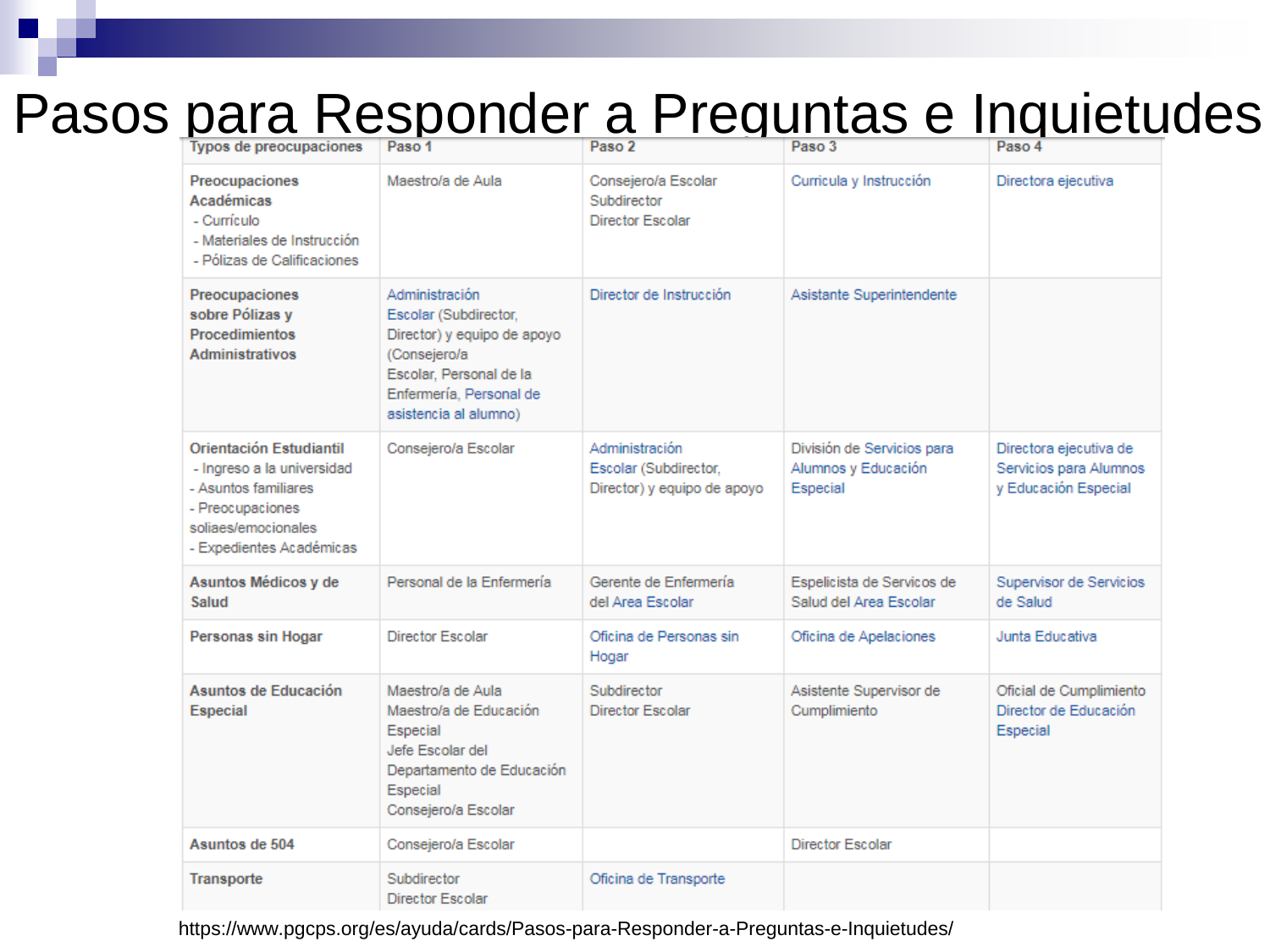# Pasos para Responder a Preguntas e Inquietudes

| Typos de preocupaciones | Paso 1 | Paso 2 | Paso 3 | Paso 4 |
|---|---|---|---|---|
| **Preocupaciones Académicas** - Currículo - Materiales de Instrucción - Pólizas de Calificaciones | Maestro/a de Aula | Consejero/a Escolar Subdirector Director Escolar | Curricula y Instrucción | Directora ejecutiva |
| **Preocupaciones sobre Pólizas y Procedimientos Administrativos** | Administración Escolar (Subdirector, Director) y equipo de apoyo (Consejero/a Escolar, Personal de la Enfermería, Personal de asistencia al alumno) | Director de Instrucción | Asistante Superintendente | |
| **Orientación Estudiantil** - Ingreso a la universidad - Asuntos familiares - Preocupaciones soliaes/emocionales - Expedientes Académicas | Consejero/a Escolar | Administración Escolar (Subdirector, Director) y equipo de apoyo | División de Servicios para Alumnos y Educación Especial | Directora ejecutiva de Servicios para Alumnos y Educación Especial |
| **Asuntos Médicos y de Salud** | Personal de la Enfermería | Gerente de Enfermería del Area Escolar | Espelicista de Servicos de Salud del Area Escolar | Supervisor de Servicios de Salud |
| **Personas sin Hogar** | Director Escolar | Oficina de Personas sin Hogar | Oficina de Apelaciones | Junta Educativa |
| **Asuntos de Educación Especial** | Maestro/a de Aula Maestro/a de Educación Especial Jefe Escolar del Departamento de Educación Especial Consejero/a Escolar | Subdirector Director Escolar | Asistente Supervisor de Cumplimiento | Oficial de Cumplimiento Director de Educación Especial |
| **Asuntos de 504** | Consejero/a Escolar | | Director Escolar | |
| **Transporte** | Subdirector Director Escolar | Oficina de Transporte | | |

https://www.pgcps.org/es/ayuda/cards/Pasos-para-Responder-a-Preguntas-e-Inquietudes/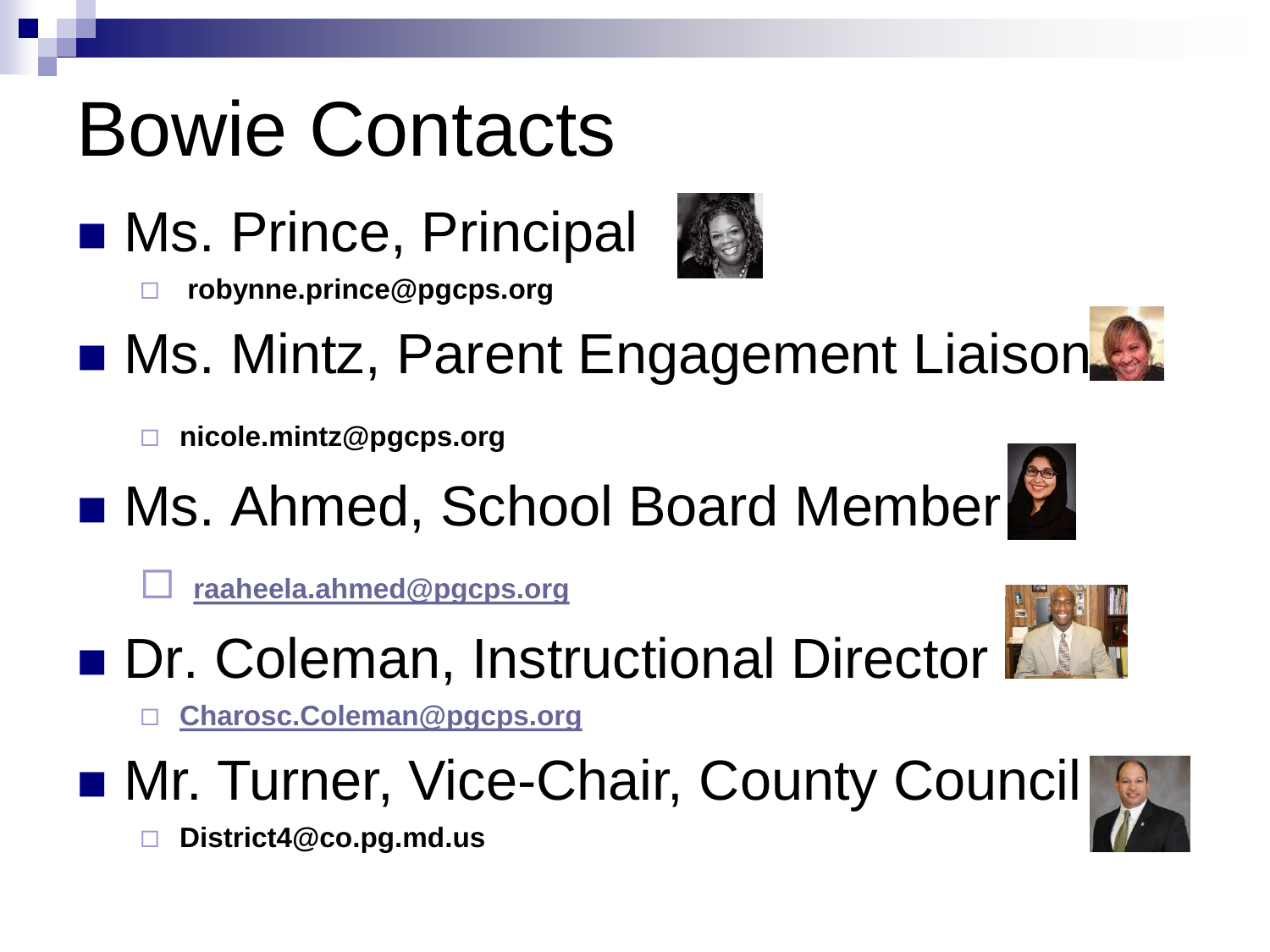# Bowie Contacts

- Ms. Prince, Principal
  - robynne.prince@pgcps.org
- Ms. Mintz, Parent Engagement Liaison
  - nicole.mintz@pgcps.org
- Ms. Ahmed, School Board Member
  - raaheela.ahmed@pgcps.org
- Dr. Coleman, Instructional Director
  - Charosc.Coleman@pgcps.org
- Mr. Turner, Vice-Chair, County Council
  - District4@co.pg.md.us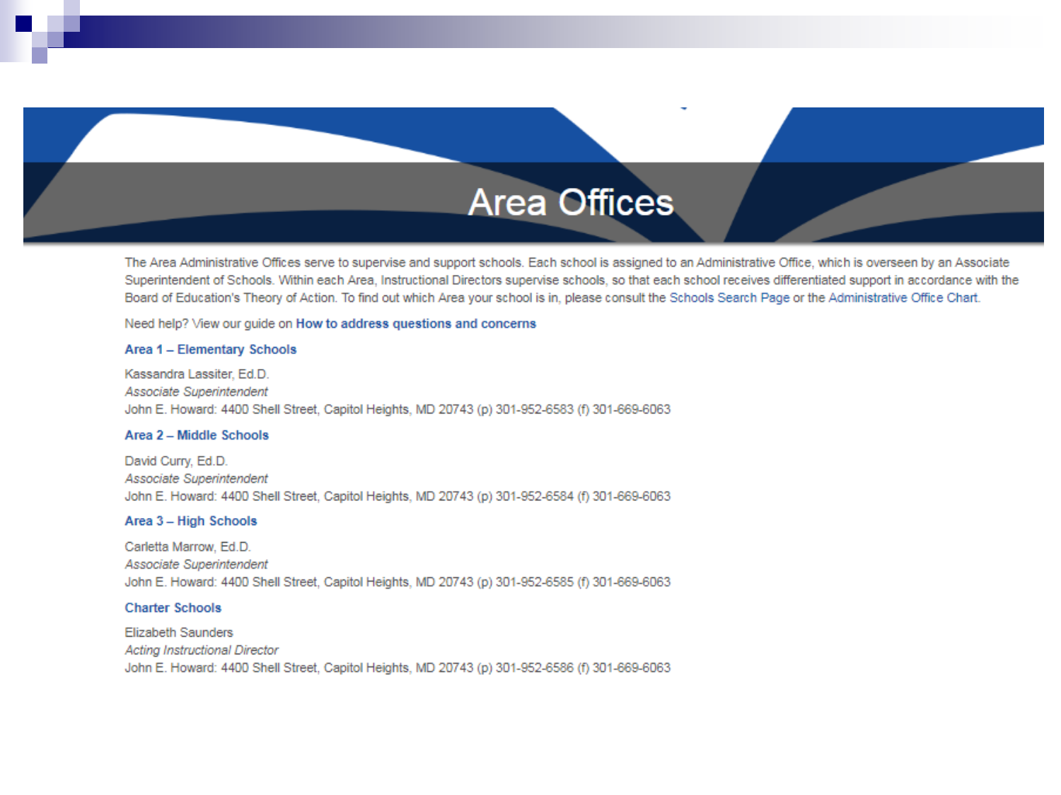# Area Offices

The Area Administrative Offices serve to supervise and support schools. Each school is assigned to an Administrative Office, which is overseen by an Associate Superintendent of Schools. Within each Area, Instructional Directors supervise schools, so that each school receives differentiated support in accordance with the Board of Education's Theory of Action. To find out which Area your school is in, please consult the Schools Search Page or the Administrative Office Chart.

Need help? View our guide on **How to address questions and concerns**

### Area 1 – Elementary Schools

Kassandra Lassiter, Ed.D.
*Associate Superintendent*
John E. Howard: 4400 Shell Street, Capitol Heights, MD 20743 (p) 301-952-6583 (f) 301-669-6063

### Area 2 – Middle Schools

David Curry, Ed.D.
*Associate Superintendent*
John E. Howard: 4400 Shell Street, Capitol Heights, MD 20743 (p) 301-952-6584 (f) 301-669-6063

### Area 3 – High Schools

Carletta Marrow, Ed.D.
*Associate Superintendent*
John E. Howard: 4400 Shell Street, Capitol Heights, MD 20743 (p) 301-952-6585 (f) 301-669-6063

### Charter Schools

Elizabeth Saunders
*Acting Instructional Director*
John E. Howard: 4400 Shell Street, Capitol Heights, MD 20743 (p) 301-952-6586 (f) 301-669-6063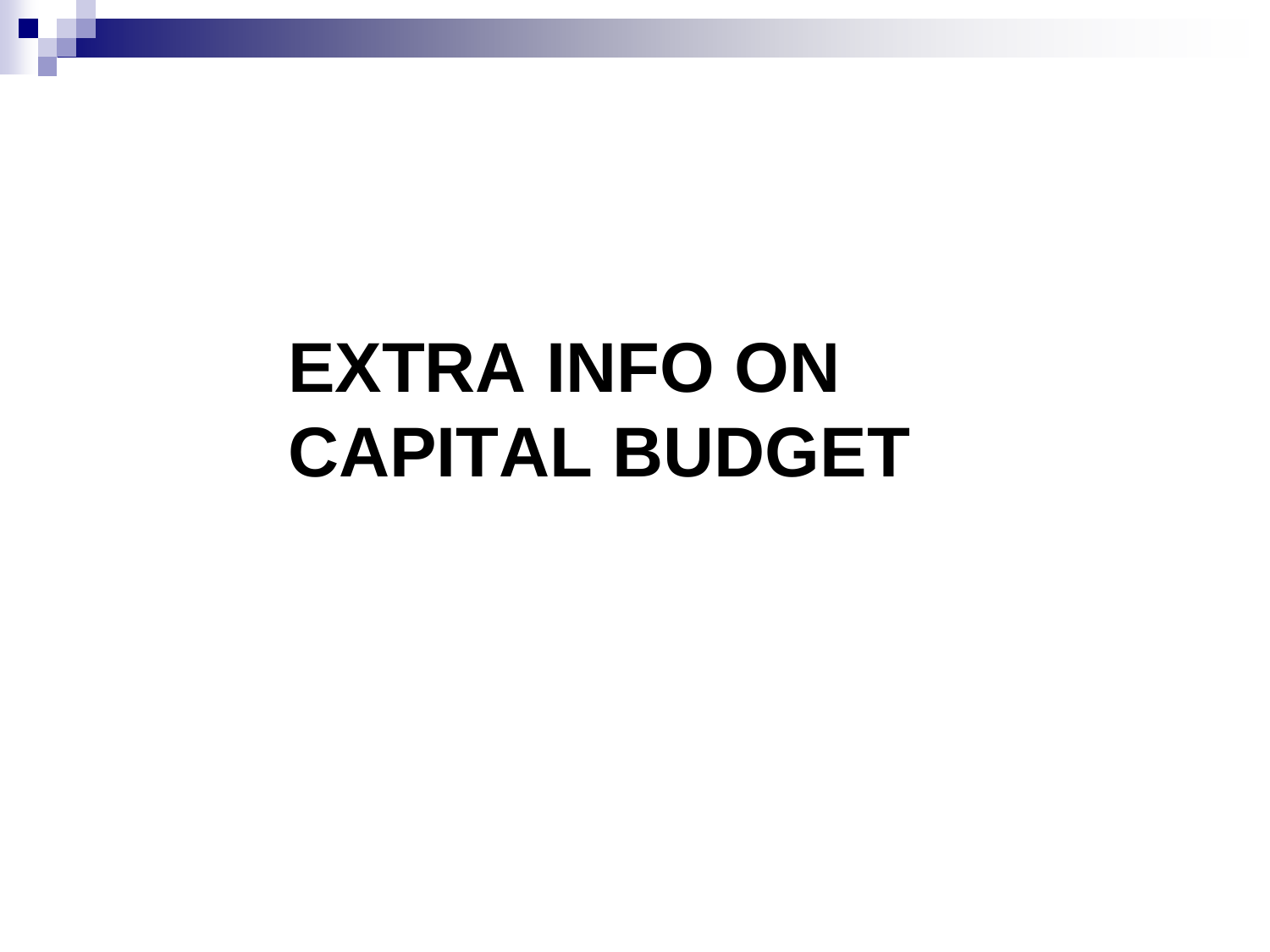# EXTRA INFO ON CAPITAL BUDGET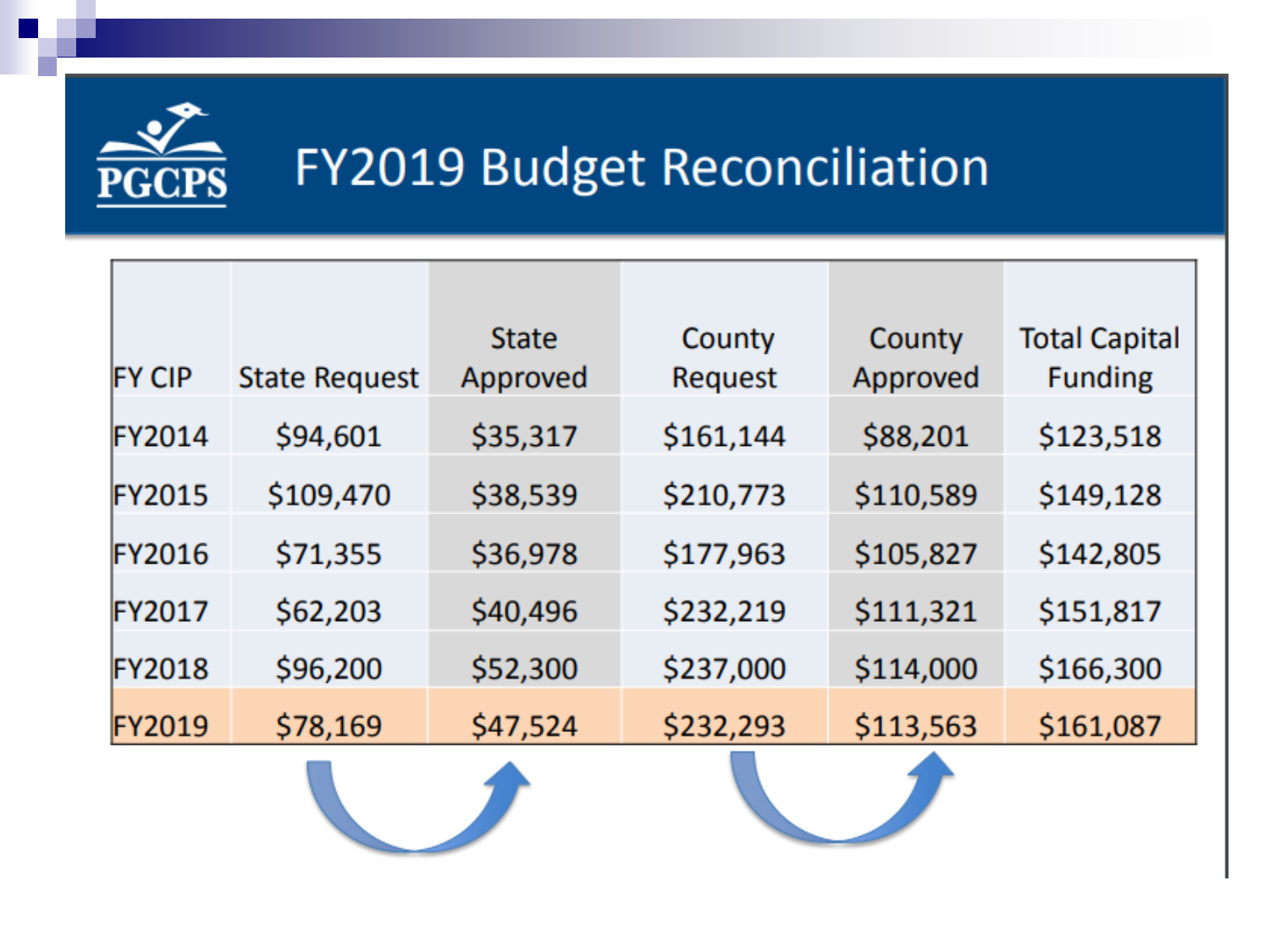# FY2019 Budget Reconciliation

| FY CIP | State Request | State Approved | County Request | County Approved | Total Capital Funding |
|---|---|---|---|---|---|
| FY2014 | $94,601 | $35,317 | $161,144 | $88,201 | $123,518 |
| FY2015 | $109,470 | $38,539 | $210,773 | $110,589 | $149,128 |
| FY2016 | $71,355 | $36,978 | $177,963 | $105,827 | $142,805 |
| FY2017 | $62,203 | $40,496 | $232,219 | $111,321 | $151,817 |
| FY2018 | $96,200 | $52,300 | $237,000 | $114,000 | $166,300 |
| FY2019 | $78,169 | $47,524 | $232,293 | $113,563 | $161,087 |